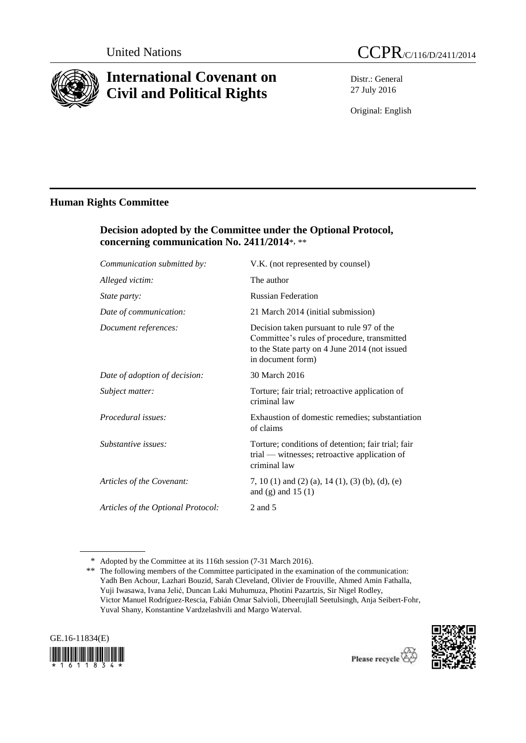United Nations

CCPR/C/116/D/2411/2014

# International Covenant on Civil and Political Rights

Distr.: General
27 July 2016

Original: English

## Human Rights Committee

### Decision adopted by the Committee under the Optional Protocol, concerning communication No. 2411/2014*, **

| | |
|---|---|
| *Communication submitted by:* | V.K. (not represented by counsel) |
| *Alleged victim:* | The author |
| *State party:* | Russian Federation |
| *Date of communication:* | 21 March 2014 (initial submission) |
| *Document references:* | Decision taken pursuant to rule 97 of the Committee's rules of procedure, transmitted to the State party on 4 June 2014 (not issued in document form) |
| *Date of adoption of decision:* | 30 March 2016 |
| *Subject matter:* | Torture; fair trial; retroactive application of criminal law |
| *Procedural issues:* | Exhaustion of domestic remedies; substantiation of claims |
| *Substantive issues:* | Torture; conditions of detention; fair trial; fair trial — witnesses; retroactive application of criminal law |
| *Articles of the Covenant:* | 7, 10 (1) and (2) (a), 14 (1), (3) (b), (d), (e) and (g) and 15 (1) |
| *Articles of the Optional Protocol:* | 2 and 5 |

\* Adopted by the Committee at its 116th session (7-31 March 2016).

\*\* The following members of the Committee participated in the examination of the communication: Yadh Ben Achour, Lazhari Bouzid, Sarah Cleveland, Olivier de Frouville, Ahmed Amin Fathalla, Yuji Iwasawa, Ivana Jelić, Duncan Laki Muhumuza, Photini Pazartzis, Sir Nigel Rodley, Victor Manuel Rodríguez-Rescia, Fabián Omar Salvioli, Dheerujlall Seetulsingh, Anja Seibert-Fohr, Yuval Shany, Konstantine Vardzelashvili and Margo Waterval.

GE.16-11834(E)

Please recycle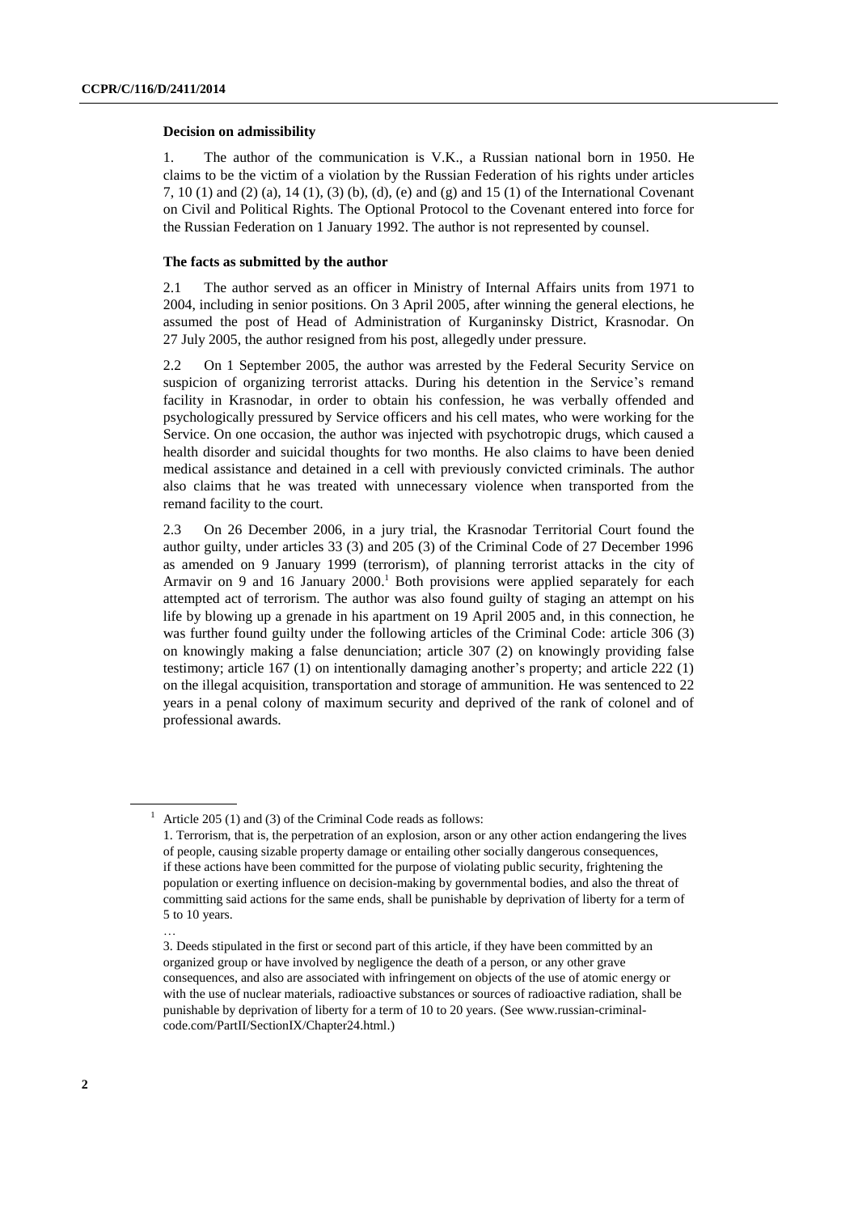### Decision on admissibility

1. The author of the communication is V.K., a Russian national born in 1950. He claims to be the victim of a violation by the Russian Federation of his rights under articles 7, 10 (1) and (2) (a), 14 (1), (3) (b), (d), (e) and (g) and 15 (1) of the International Covenant on Civil and Political Rights. The Optional Protocol to the Covenant entered into force for the Russian Federation on 1 January 1992. The author is not represented by counsel.

### The facts as submitted by the author

2.1 The author served as an officer in Ministry of Internal Affairs units from 1971 to 2004, including in senior positions. On 3 April 2005, after winning the general elections, he assumed the post of Head of Administration of Kurganinsky District, Krasnodar. On 27 July 2005, the author resigned from his post, allegedly under pressure.

2.2 On 1 September 2005, the author was arrested by the Federal Security Service on suspicion of organizing terrorist attacks. During his detention in the Service's remand facility in Krasnodar, in order to obtain his confession, he was verbally offended and psychologically pressured by Service officers and his cell mates, who were working for the Service. On one occasion, the author was injected with psychotropic drugs, which caused a health disorder and suicidal thoughts for two months. He also claims to have been denied medical assistance and detained in a cell with previously convicted criminals. The author also claims that he was treated with unnecessary violence when transported from the remand facility to the court.

2.3 On 26 December 2006, in a jury trial, the Krasnodar Territorial Court found the author guilty, under articles 33 (3) and 205 (3) of the Criminal Code of 27 December 1996 as amended on 9 January 1999 (terrorism), of planning terrorist attacks in the city of Armavir on 9 and 16 January 2000.[1] Both provisions were applied separately for each attempted act of terrorism. The author was also found guilty of staging an attempt on his life by blowing up a grenade in his apartment on 19 April 2005 and, in this connection, he was further found guilty under the following articles of the Criminal Code: article 306 (3) on knowingly making a false denunciation; article 307 (2) on knowingly providing false testimony; article 167 (1) on intentionally damaging another's property; and article 222 (1) on the illegal acquisition, transportation and storage of ammunition. He was sentenced to 22 years in a penal colony of maximum security and deprived of the rank of colonel and of professional awards.

---

[1] Article 205 (1) and (3) of the Criminal Code reads as follows:

1. Terrorism, that is, the perpetration of an explosion, arson or any other action endangering the lives of people, causing sizable property damage or entailing other socially dangerous consequences, if these actions have been committed for the purpose of violating public security, frightening the population or exerting influence on decision-making by governmental bodies, and also the threat of committing said actions for the same ends, shall be punishable by deprivation of liberty for a term of 5 to 10 years.

…

3. Deeds stipulated in the first or second part of this article, if they have been committed by an organized group or have involved by negligence the death of a person, or any other grave consequences, and also are associated with infringement on objects of the use of atomic energy or with the use of nuclear materials, radioactive substances or sources of radioactive radiation, shall be punishable by deprivation of liberty for a term of 10 to 20 years. (See www.russian-criminal-code.com/PartII/SectionIX/Chapter24.html.)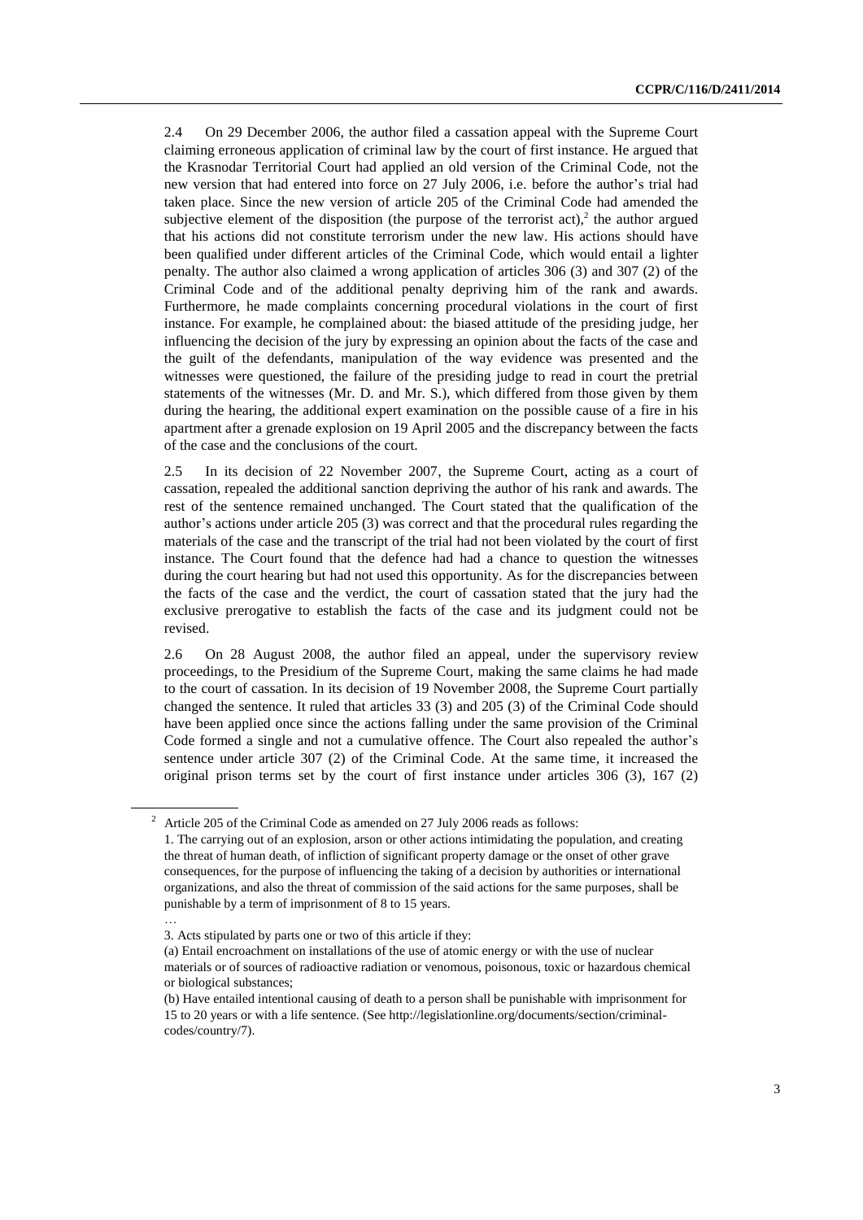2.4 On 29 December 2006, the author filed a cassation appeal with the Supreme Court claiming erroneous application of criminal law by the court of first instance. He argued that the Krasnodar Territorial Court had applied an old version of the Criminal Code, not the new version that had entered into force on 27 July 2006, i.e. before the author's trial had taken place. Since the new version of article 205 of the Criminal Code had amended the subjective element of the disposition (the purpose of the terrorist act),[2] the author argued that his actions did not constitute terrorism under the new law. His actions should have been qualified under different articles of the Criminal Code, which would entail a lighter penalty. The author also claimed a wrong application of articles 306 (3) and 307 (2) of the Criminal Code and of the additional penalty depriving him of the rank and awards. Furthermore, he made complaints concerning procedural violations in the court of first instance. For example, he complained about: the biased attitude of the presiding judge, her influencing the decision of the jury by expressing an opinion about the facts of the case and the guilt of the defendants, manipulation of the way evidence was presented and the witnesses were questioned, the failure of the presiding judge to read in court the pretrial statements of the witnesses (Mr. D. and Mr. S.), which differed from those given by them during the hearing, the additional expert examination on the possible cause of a fire in his apartment after a grenade explosion on 19 April 2005 and the discrepancy between the facts of the case and the conclusions of the court.

2.5 In its decision of 22 November 2007, the Supreme Court, acting as a court of cassation, repealed the additional sanction depriving the author of his rank and awards. The rest of the sentence remained unchanged. The Court stated that the qualification of the author's actions under article 205 (3) was correct and that the procedural rules regarding the materials of the case and the transcript of the trial had not been violated by the court of first instance. The Court found that the defence had had a chance to question the witnesses during the court hearing but had not used this opportunity. As for the discrepancies between the facts of the case and the verdict, the court of cassation stated that the jury had the exclusive prerogative to establish the facts of the case and its judgment could not be revised.

2.6 On 28 August 2008, the author filed an appeal, under the supervisory review proceedings, to the Presidium of the Supreme Court, making the same claims he had made to the court of cassation. In its decision of 19 November 2008, the Supreme Court partially changed the sentence. It ruled that articles 33 (3) and 205 (3) of the Criminal Code should have been applied once since the actions falling under the same provision of the Criminal Code formed a single and not a cumulative offence. The Court also repealed the author's sentence under article 307 (2) of the Criminal Code. At the same time, it increased the original prison terms set by the court of first instance under articles 306 (3), 167 (2)

---

[2] Article 205 of the Criminal Code as amended on 27 July 2006 reads as follows:

1. The carrying out of an explosion, arson or other actions intimidating the population, and creating the threat of human death, of infliction of significant property damage or the onset of other grave consequences, for the purpose of influencing the taking of a decision by authorities or international organizations, and also the threat of commission of the said actions for the same purposes, shall be punishable by a term of imprisonment of 8 to 15 years.

…

3. Acts stipulated by parts one or two of this article if they:

(a) Entail encroachment on installations of the use of atomic energy or with the use of nuclear materials or of sources of radioactive radiation or venomous, poisonous, toxic or hazardous chemical or biological substances;

(b) Have entailed intentional causing of death to a person shall be punishable with imprisonment for 15 to 20 years or with a life sentence. (See http://legislationline.org/documents/section/criminal-codes/country/7).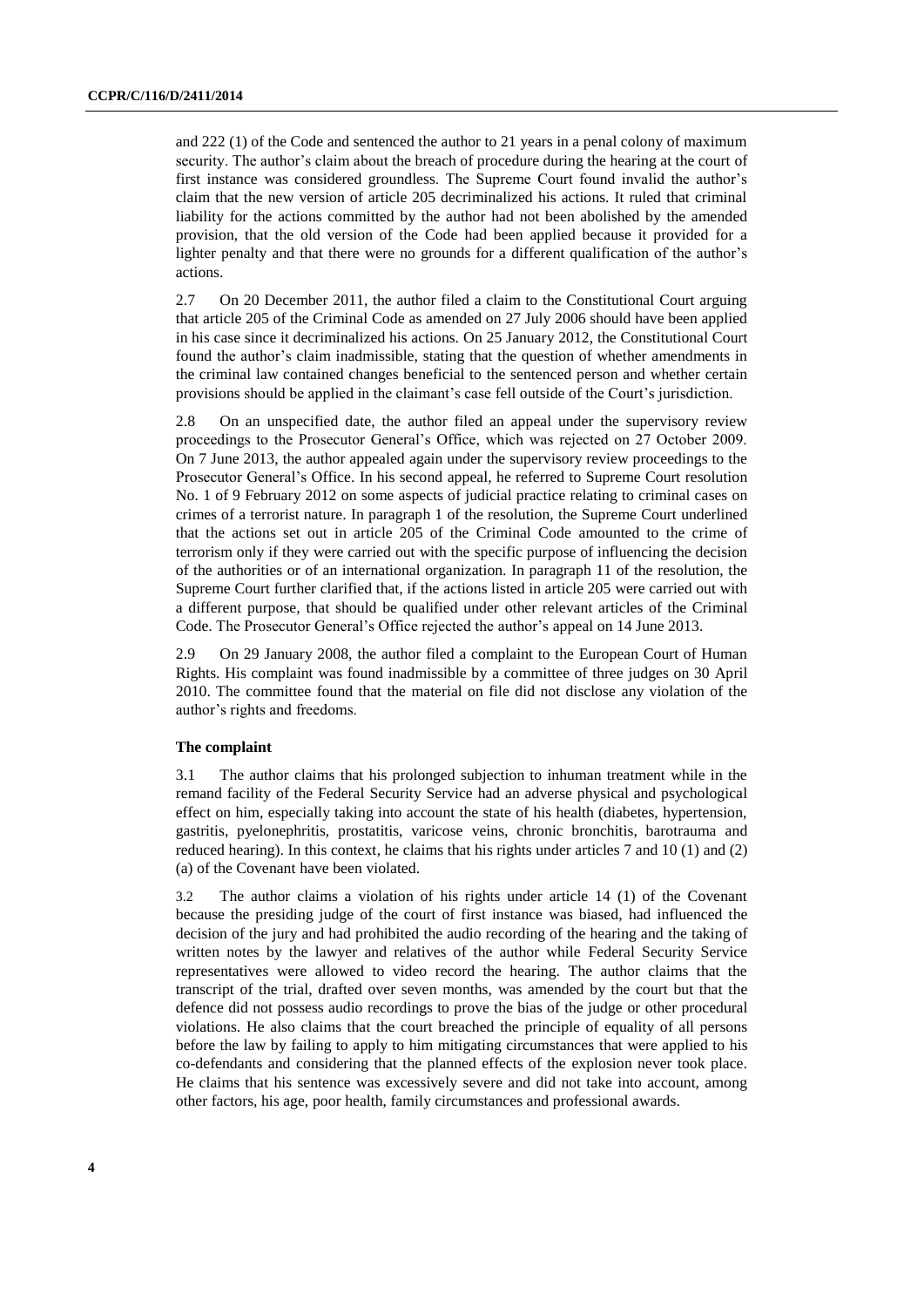and 222 (1) of the Code and sentenced the author to 21 years in a penal colony of maximum security. The author's claim about the breach of procedure during the hearing at the court of first instance was considered groundless. The Supreme Court found invalid the author's claim that the new version of article 205 decriminalized his actions. It ruled that criminal liability for the actions committed by the author had not been abolished by the amended provision, that the old version of the Code had been applied because it provided for a lighter penalty and that there were no grounds for a different qualification of the author's actions.

2.7 On 20 December 2011, the author filed a claim to the Constitutional Court arguing that article 205 of the Criminal Code as amended on 27 July 2006 should have been applied in his case since it decriminalized his actions. On 25 January 2012, the Constitutional Court found the author's claim inadmissible, stating that the question of whether amendments in the criminal law contained changes beneficial to the sentenced person and whether certain provisions should be applied in the claimant's case fell outside of the Court's jurisdiction.

2.8 On an unspecified date, the author filed an appeal under the supervisory review proceedings to the Prosecutor General's Office, which was rejected on 27 October 2009. On 7 June 2013, the author appealed again under the supervisory review proceedings to the Prosecutor General's Office. In his second appeal, he referred to Supreme Court resolution No. 1 of 9 February 2012 on some aspects of judicial practice relating to criminal cases on crimes of a terrorist nature. In paragraph 1 of the resolution, the Supreme Court underlined that the actions set out in article 205 of the Criminal Code amounted to the crime of terrorism only if they were carried out with the specific purpose of influencing the decision of the authorities or of an international organization. In paragraph 11 of the resolution, the Supreme Court further clarified that, if the actions listed in article 205 were carried out with a different purpose, that should be qualified under other relevant articles of the Criminal Code. The Prosecutor General's Office rejected the author's appeal on 14 June 2013.

2.9 On 29 January 2008, the author filed a complaint to the European Court of Human Rights. His complaint was found inadmissible by a committee of three judges on 30 April 2010. The committee found that the material on file did not disclose any violation of the author's rights and freedoms.

### The complaint

3.1 The author claims that his prolonged subjection to inhuman treatment while in the remand facility of the Federal Security Service had an adverse physical and psychological effect on him, especially taking into account the state of his health (diabetes, hypertension, gastritis, pyelonephritis, prostatitis, varicose veins, chronic bronchitis, barotrauma and reduced hearing). In this context, he claims that his rights under articles 7 and 10 (1) and (2) (a) of the Covenant have been violated.

3.2 The author claims a violation of his rights under article 14 (1) of the Covenant because the presiding judge of the court of first instance was biased, had influenced the decision of the jury and had prohibited the audio recording of the hearing and the taking of written notes by the lawyer and relatives of the author while Federal Security Service representatives were allowed to video record the hearing. The author claims that the transcript of the trial, drafted over seven months, was amended by the court but that the defence did not possess audio recordings to prove the bias of the judge or other procedural violations. He also claims that the court breached the principle of equality of all persons before the law by failing to apply to him mitigating circumstances that were applied to his co-defendants and considering that the planned effects of the explosion never took place. He claims that his sentence was excessively severe and did not take into account, among other factors, his age, poor health, family circumstances and professional awards.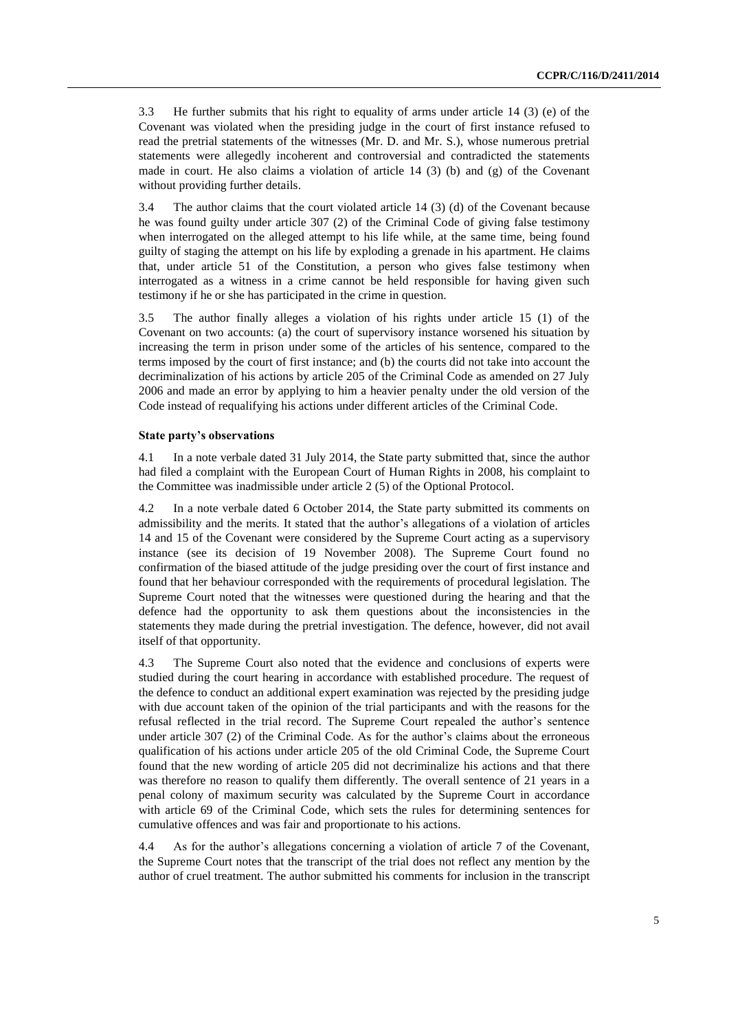3.3 He further submits that his right to equality of arms under article 14 (3) (e) of the Covenant was violated when the presiding judge in the court of first instance refused to read the pretrial statements of the witnesses (Mr. D. and Mr. S.), whose numerous pretrial statements were allegedly incoherent and controversial and contradicted the statements made in court. He also claims a violation of article 14 (3) (b) and (g) of the Covenant without providing further details.

3.4 The author claims that the court violated article 14 (3) (d) of the Covenant because he was found guilty under article 307 (2) of the Criminal Code of giving false testimony when interrogated on the alleged attempt to his life while, at the same time, being found guilty of staging the attempt on his life by exploding a grenade in his apartment. He claims that, under article 51 of the Constitution, a person who gives false testimony when interrogated as a witness in a crime cannot be held responsible for having given such testimony if he or she has participated in the crime in question.

3.5 The author finally alleges a violation of his rights under article 15 (1) of the Covenant on two accounts: (a) the court of supervisory instance worsened his situation by increasing the term in prison under some of the articles of his sentence, compared to the terms imposed by the court of first instance; and (b) the courts did not take into account the decriminalization of his actions by article 205 of the Criminal Code as amended on 27 July 2006 and made an error by applying to him a heavier penalty under the old version of the Code instead of requalifying his actions under different articles of the Criminal Code.

**State party's observations**

4.1 In a note verbale dated 31 July 2014, the State party submitted that, since the author had filed a complaint with the European Court of Human Rights in 2008, his complaint to the Committee was inadmissible under article 2 (5) of the Optional Protocol.

4.2 In a note verbale dated 6 October 2014, the State party submitted its comments on admissibility and the merits. It stated that the author's allegations of a violation of articles 14 and 15 of the Covenant were considered by the Supreme Court acting as a supervisory instance (see its decision of 19 November 2008). The Supreme Court found no confirmation of the biased attitude of the judge presiding over the court of first instance and found that her behaviour corresponded with the requirements of procedural legislation. The Supreme Court noted that the witnesses were questioned during the hearing and that the defence had the opportunity to ask them questions about the inconsistencies in the statements they made during the pretrial investigation. The defence, however, did not avail itself of that opportunity.

4.3 The Supreme Court also noted that the evidence and conclusions of experts were studied during the court hearing in accordance with established procedure. The request of the defence to conduct an additional expert examination was rejected by the presiding judge with due account taken of the opinion of the trial participants and with the reasons for the refusal reflected in the trial record. The Supreme Court repealed the author's sentence under article 307 (2) of the Criminal Code. As for the author's claims about the erroneous qualification of his actions under article 205 of the old Criminal Code, the Supreme Court found that the new wording of article 205 did not decriminalize his actions and that there was therefore no reason to qualify them differently. The overall sentence of 21 years in a penal colony of maximum security was calculated by the Supreme Court in accordance with article 69 of the Criminal Code, which sets the rules for determining sentences for cumulative offences and was fair and proportionate to his actions.

4.4 As for the author's allegations concerning a violation of article 7 of the Covenant, the Supreme Court notes that the transcript of the trial does not reflect any mention by the author of cruel treatment. The author submitted his comments for inclusion in the transcript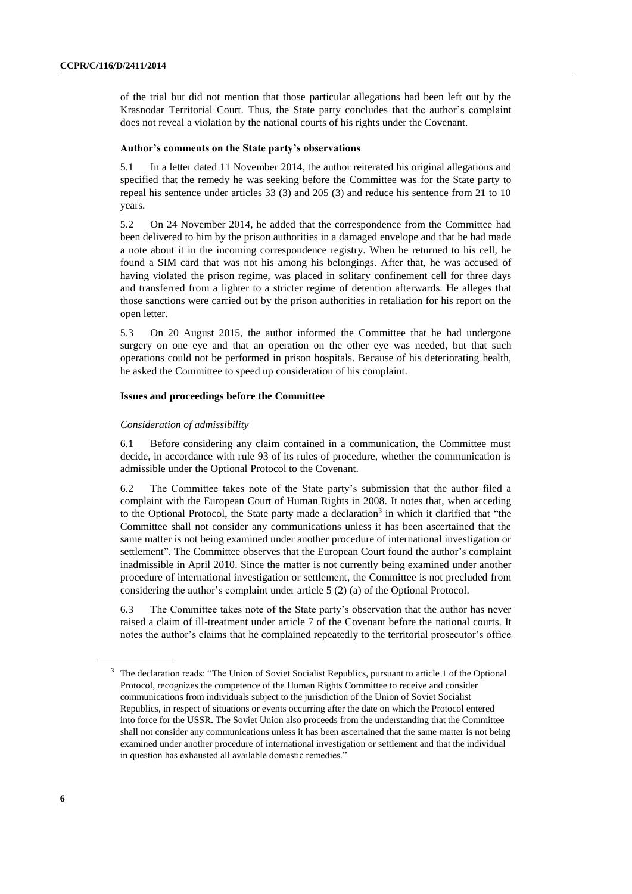of the trial but did not mention that those particular allegations had been left out by the Krasnodar Territorial Court. Thus, the State party concludes that the author's complaint does not reveal a violation by the national courts of his rights under the Covenant.

#### Author's comments on the State party's observations

5.1 In a letter dated 11 November 2014, the author reiterated his original allegations and specified that the remedy he was seeking before the Committee was for the State party to repeal his sentence under articles 33 (3) and 205 (3) and reduce his sentence from 21 to 10 years.

5.2 On 24 November 2014, he added that the correspondence from the Committee had been delivered to him by the prison authorities in a damaged envelope and that he had made a note about it in the incoming correspondence registry. When he returned to his cell, he found a SIM card that was not his among his belongings. After that, he was accused of having violated the prison regime, was placed in solitary confinement cell for three days and transferred from a lighter to a stricter regime of detention afterwards. He alleges that those sanctions were carried out by the prison authorities in retaliation for his report on the open letter.

5.3 On 20 August 2015, the author informed the Committee that he had undergone surgery on one eye and that an operation on the other eye was needed, but that such operations could not be performed in prison hospitals. Because of his deteriorating health, he asked the Committee to speed up consideration of his complaint.

#### Issues and proceedings before the Committee

*Consideration of admissibility*

6.1 Before considering any claim contained in a communication, the Committee must decide, in accordance with rule 93 of its rules of procedure, whether the communication is admissible under the Optional Protocol to the Covenant.

6.2 The Committee takes note of the State party's submission that the author filed a complaint with the European Court of Human Rights in 2008. It notes that, when acceding to the Optional Protocol, the State party made a declaration[3] in which it clarified that "the Committee shall not consider any communications unless it has been ascertained that the same matter is not being examined under another procedure of international investigation or settlement". The Committee observes that the European Court found the author's complaint inadmissible in April 2010. Since the matter is not currently being examined under another procedure of international investigation or settlement, the Committee is not precluded from considering the author's complaint under article 5 (2) (a) of the Optional Protocol.

6.3 The Committee takes note of the State party's observation that the author has never raised a claim of ill-treatment under article 7 of the Covenant before the national courts. It notes the author's claims that he complained repeatedly to the territorial prosecutor's office

[3] The declaration reads: "The Union of Soviet Socialist Republics, pursuant to article 1 of the Optional Protocol, recognizes the competence of the Human Rights Committee to receive and consider communications from individuals subject to the jurisdiction of the Union of Soviet Socialist Republics, in respect of situations or events occurring after the date on which the Protocol entered into force for the USSR. The Soviet Union also proceeds from the understanding that the Committee shall not consider any communications unless it has been ascertained that the same matter is not being examined under another procedure of international investigation or settlement and that the individual in question has exhausted all available domestic remedies."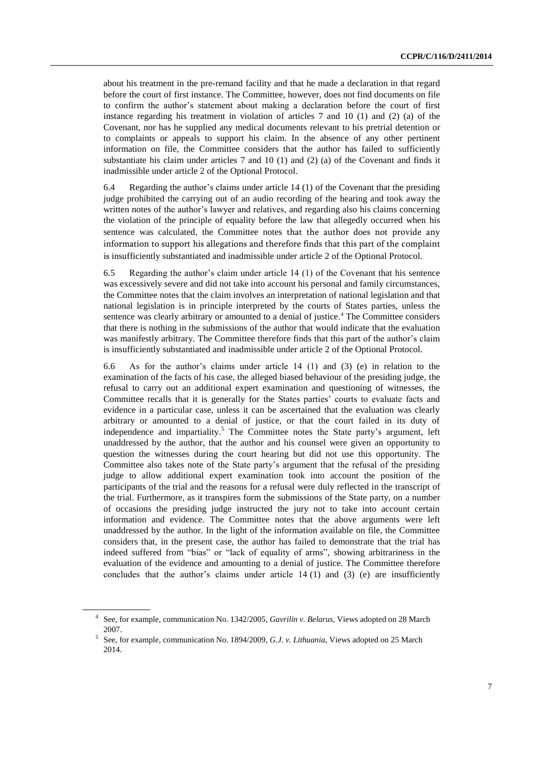about his treatment in the pre-remand facility and that he made a declaration in that regard before the court of first instance. The Committee, however, does not find documents on file to confirm the author's statement about making a declaration before the court of first instance regarding his treatment in violation of articles 7 and 10 (1) and (2) (a) of the Covenant, nor has he supplied any medical documents relevant to his pretrial detention or to complaints or appeals to support his claim. In the absence of any other pertinent information on file, the Committee considers that the author has failed to sufficiently substantiate his claim under articles 7 and 10 (1) and (2) (a) of the Covenant and finds it inadmissible under article 2 of the Optional Protocol.

6.4 Regarding the author's claims under article 14 (1) of the Covenant that the presiding judge prohibited the carrying out of an audio recording of the hearing and took away the written notes of the author's lawyer and relatives, and regarding also his claims concerning the violation of the principle of equality before the law that allegedly occurred when his sentence was calculated, the Committee notes that the author does not provide any information to support his allegations and therefore finds that this part of the complaint is insufficiently substantiated and inadmissible under article 2 of the Optional Protocol.

6.5 Regarding the author's claim under article 14 (1) of the Covenant that his sentence was excessively severe and did not take into account his personal and family circumstances, the Committee notes that the claim involves an interpretation of national legislation and that national legislation is in principle interpreted by the courts of States parties, unless the sentence was clearly arbitrary or amounted to a denial of justice.[4] The Committee considers that there is nothing in the submissions of the author that would indicate that the evaluation was manifestly arbitrary. The Committee therefore finds that this part of the author's claim is insufficiently substantiated and inadmissible under article 2 of the Optional Protocol.

6.6 As for the author's claims under article 14 (1) and (3) (e) in relation to the examination of the facts of his case, the alleged biased behaviour of the presiding judge, the refusal to carry out an additional expert examination and questioning of witnesses, the Committee recalls that it is generally for the States parties' courts to evaluate facts and evidence in a particular case, unless it can be ascertained that the evaluation was clearly arbitrary or amounted to a denial of justice, or that the court failed in its duty of independence and impartiality.[5] The Committee notes the State party's argument, left unaddressed by the author, that the author and his counsel were given an opportunity to question the witnesses during the court hearing but did not use this opportunity. The Committee also takes note of the State party's argument that the refusal of the presiding judge to allow additional expert examination took into account the position of the participants of the trial and the reasons for a refusal were duly reflected in the transcript of the trial. Furthermore, as it transpires form the submissions of the State party, on a number of occasions the presiding judge instructed the jury not to take into account certain information and evidence. The Committee notes that the above arguments were left unaddressed by the author. In the light of the information available on file, the Committee considers that, in the present case, the author has failed to demonstrate that the trial has indeed suffered from "bias" or "lack of equality of arms", showing arbitrariness in the evaluation of the evidence and amounting to a denial of justice. The Committee therefore concludes that the author's claims under article 14 (1) and (3) (e) are insufficiently

---

[4] See, for example, communication No. 1342/2005, *Gavrilin v. Belarus*, Views adopted on 28 March 2007.

[5] See, for example, communication No. 1894/2009, *G.J. v. Lithuania*, Views adopted on 25 March 2014.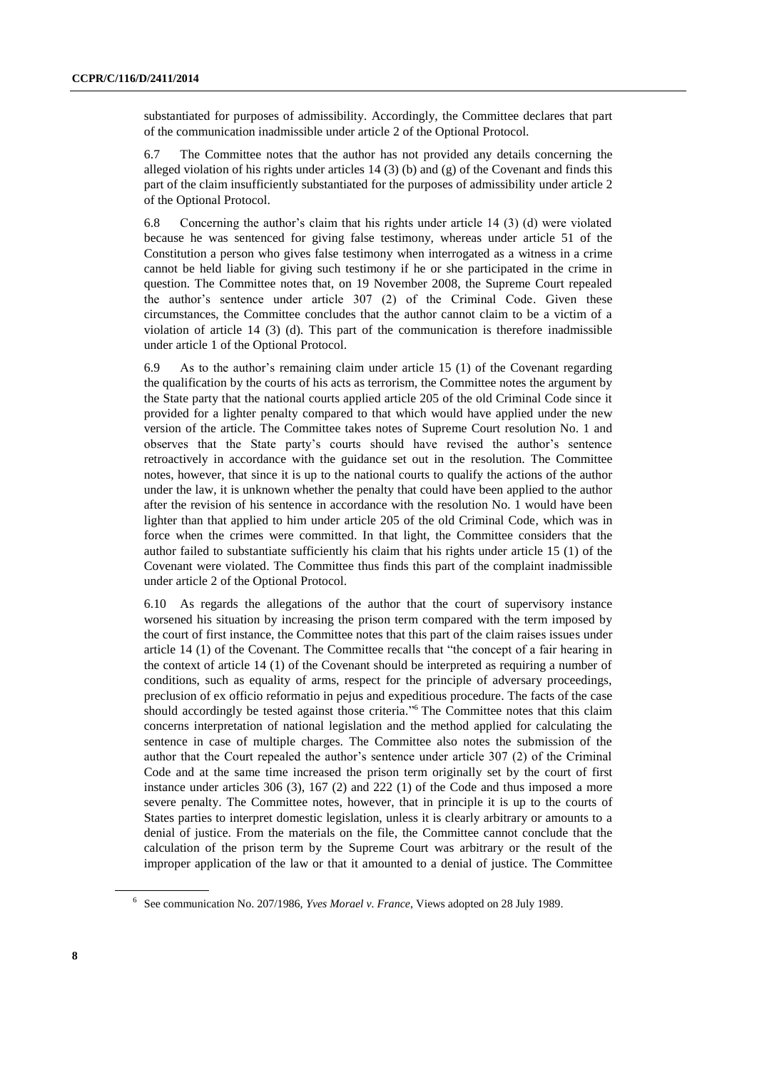substantiated for purposes of admissibility. Accordingly, the Committee declares that part of the communication inadmissible under article 2 of the Optional Protocol.

6.7 The Committee notes that the author has not provided any details concerning the alleged violation of his rights under articles 14 (3) (b) and (g) of the Covenant and finds this part of the claim insufficiently substantiated for the purposes of admissibility under article 2 of the Optional Protocol.

6.8 Concerning the author's claim that his rights under article 14 (3) (d) were violated because he was sentenced for giving false testimony, whereas under article 51 of the Constitution a person who gives false testimony when interrogated as a witness in a crime cannot be held liable for giving such testimony if he or she participated in the crime in question. The Committee notes that, on 19 November 2008, the Supreme Court repealed the author's sentence under article 307 (2) of the Criminal Code. Given these circumstances, the Committee concludes that the author cannot claim to be a victim of a violation of article 14 (3) (d). This part of the communication is therefore inadmissible under article 1 of the Optional Protocol.

6.9 As to the author's remaining claim under article 15 (1) of the Covenant regarding the qualification by the courts of his acts as terrorism, the Committee notes the argument by the State party that the national courts applied article 205 of the old Criminal Code since it provided for a lighter penalty compared to that which would have applied under the new version of the article. The Committee takes notes of Supreme Court resolution No. 1 and observes that the State party's courts should have revised the author's sentence retroactively in accordance with the guidance set out in the resolution. The Committee notes, however, that since it is up to the national courts to qualify the actions of the author under the law, it is unknown whether the penalty that could have been applied to the author after the revision of his sentence in accordance with the resolution No. 1 would have been lighter than that applied to him under article 205 of the old Criminal Code, which was in force when the crimes were committed. In that light, the Committee considers that the author failed to substantiate sufficiently his claim that his rights under article 15 (1) of the Covenant were violated. The Committee thus finds this part of the complaint inadmissible under article 2 of the Optional Protocol.

6.10 As regards the allegations of the author that the court of supervisory instance worsened his situation by increasing the prison term compared with the term imposed by the court of first instance, the Committee notes that this part of the claim raises issues under article 14 (1) of the Covenant. The Committee recalls that "the concept of a fair hearing in the context of article 14 (1) of the Covenant should be interpreted as requiring a number of conditions, such as equality of arms, respect for the principle of adversary proceedings, preclusion of ex officio reformatio in pejus and expeditious procedure. The facts of the case should accordingly be tested against those criteria."[6] The Committee notes that this claim concerns interpretation of national legislation and the method applied for calculating the sentence in case of multiple charges. The Committee also notes the submission of the author that the Court repealed the author's sentence under article 307 (2) of the Criminal Code and at the same time increased the prison term originally set by the court of first instance under articles 306 (3), 167 (2) and 222 (1) of the Code and thus imposed a more severe penalty. The Committee notes, however, that in principle it is up to the courts of States parties to interpret domestic legislation, unless it is clearly arbitrary or amounts to a denial of justice. From the materials on the file, the Committee cannot conclude that the calculation of the prison term by the Supreme Court was arbitrary or the result of the improper application of the law or that it amounted to a denial of justice. The Committee

[6] See communication No. 207/1986, *Yves Morael v. France*, Views adopted on 28 July 1989.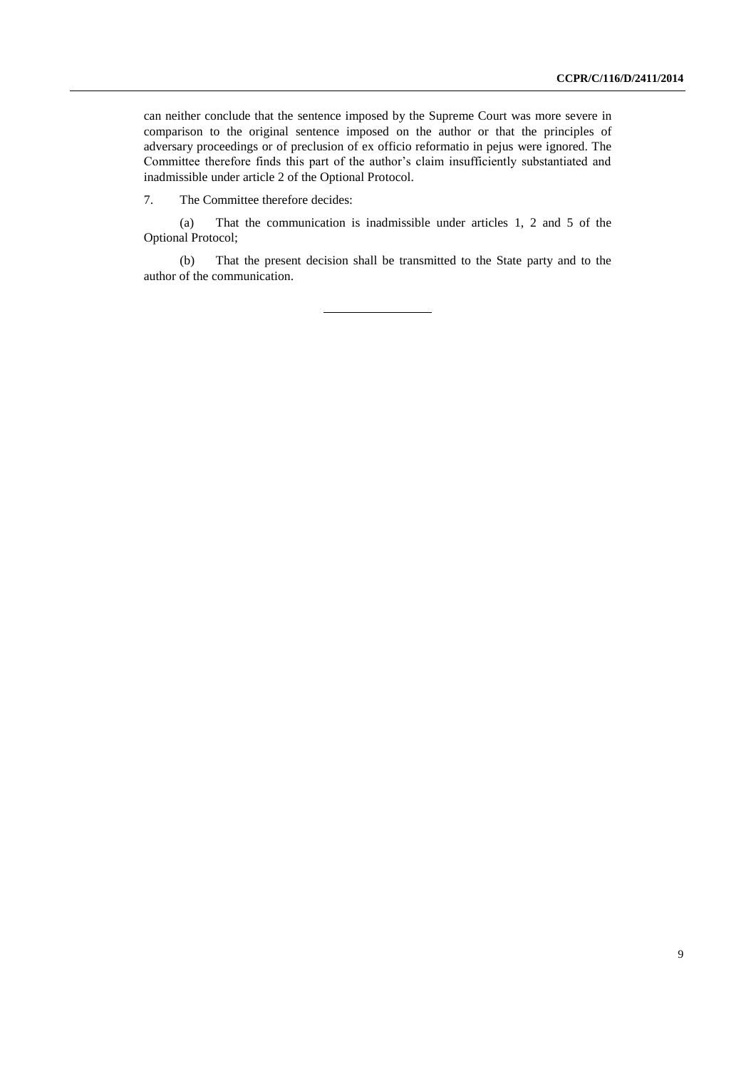can neither conclude that the sentence imposed by the Supreme Court was more severe in comparison to the original sentence imposed on the author or that the principles of adversary proceedings or of preclusion of ex officio reformatio in pejus were ignored. The Committee therefore finds this part of the author's claim insufficiently substantiated and inadmissible under article 2 of the Optional Protocol.

7. The Committee therefore decides:

(a) That the communication is inadmissible under articles 1, 2 and 5 of the Optional Protocol;

(b) That the present decision shall be transmitted to the State party and to the author of the communication.